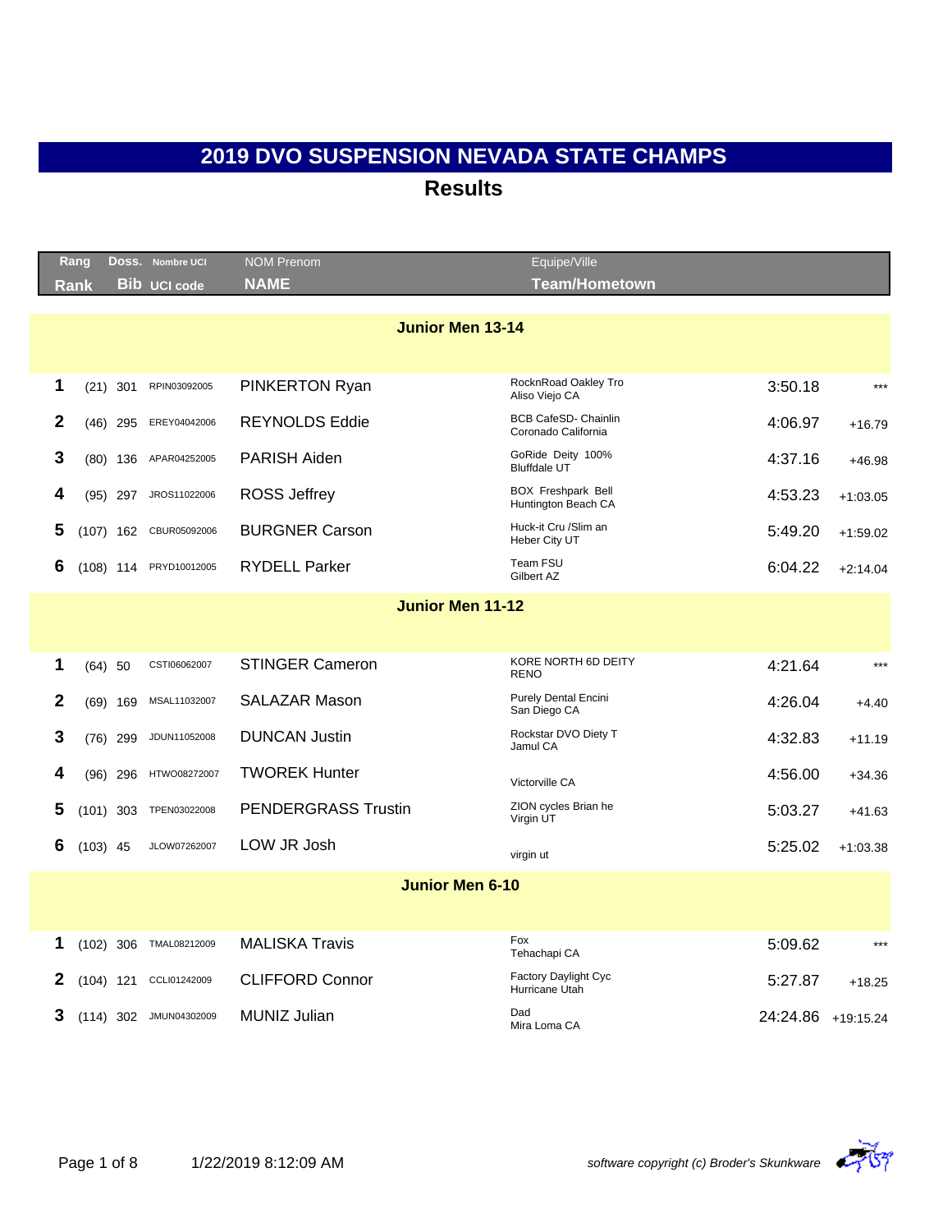# 2019 DVO SUSPENSION NEVADA STATE CHAMPS

## Results

| Rang / Rank | | Doss. / Bib | Nombre UCI / UCI code | NOM Prenom / NAME | Equipe/Ville / Team/Hometown | | |
|---|---|---|---|---|---|---|---|
| **Junior Men 13-14** | | | | | | | |
| 1 | (21) | 301 | RPIN03092005 | PINKERTON Ryan | RocknRoad Oakley Tro<br>Aliso Viejo CA | 3:50.18 | *** |
| 2 | (46) | 295 | EREY04042006 | REYNOLDS Eddie | BCB CafeSD- Chainlin<br>Coronado California | 4:06.97 | +16.79 |
| 3 | (80) | 136 | APAR04252005 | PARISH Aiden | GoRide Deity 100%<br>Bluffdale UT | 4:37.16 | +46.98 |
| 4 | (95) | 297 | JROS11022006 | ROSS Jeffrey | BOX Freshpark Bell<br>Huntington Beach CA | 4:53.23 | +1:03.05 |
| 5 | (107) | 162 | CBUR05092006 | BURGNER Carson | Huck-it Cru /Slim an<br>Heber City UT | 5:49.20 | +1:59.02 |
| 6 | (108) | 114 | PRYD10012005 | RYDELL Parker | Team FSU<br>Gilbert AZ | 6:04.22 | +2:14.04 |
| **Junior Men 11-12** | | | | | | | |
| 1 | (64) | 50 | CSTI06062007 | STINGER Cameron | KORE NORTH 6D DEITY<br>RENO | 4:21.64 | *** |
| 2 | (69) | 169 | MSAL11032007 | SALAZAR Mason | Purely Dental Encini<br>San Diego CA | 4:26.04 | +4.40 |
| 3 | (76) | 299 | JDUN11052008 | DUNCAN Justin | Rockstar DVO Diety T<br>Jamul CA | 4:32.83 | +11.19 |
| 4 | (96) | 296 | HTWO08272007 | TWOREK Hunter | Victorville CA | 4:56.00 | +34.36 |
| 5 | (101) | 303 | TPEN03022008 | PENDERGRASS Trustin | ZION cycles Brian he<br>Virgin UT | 5:03.27 | +41.63 |
| 6 | (103) | 45 | JLOW07262007 | LOW JR Josh | virgin ut | 5:25.02 | +1:03.38 |
| **Junior Men 6-10** | | | | | | | |
| 1 | (102) | 306 | TMAL08212009 | MALISKA Travis | Fox<br>Tehachapi CA | 5:09.62 | *** |
| 2 | (104) | 121 | CCLI01242009 | CLIFFORD Connor | Factory Daylight Cyc<br>Hurricane Utah | 5:27.87 | +18.25 |
| 3 | (114) | 302 | JMUN04302009 | MUNIZ Julian | Dad<br>Mira Loma CA | 24:24.86 | +19:15.24 |

1/22/2019 8:12:09 AM

*software copyright (c) Broder's Skunkware*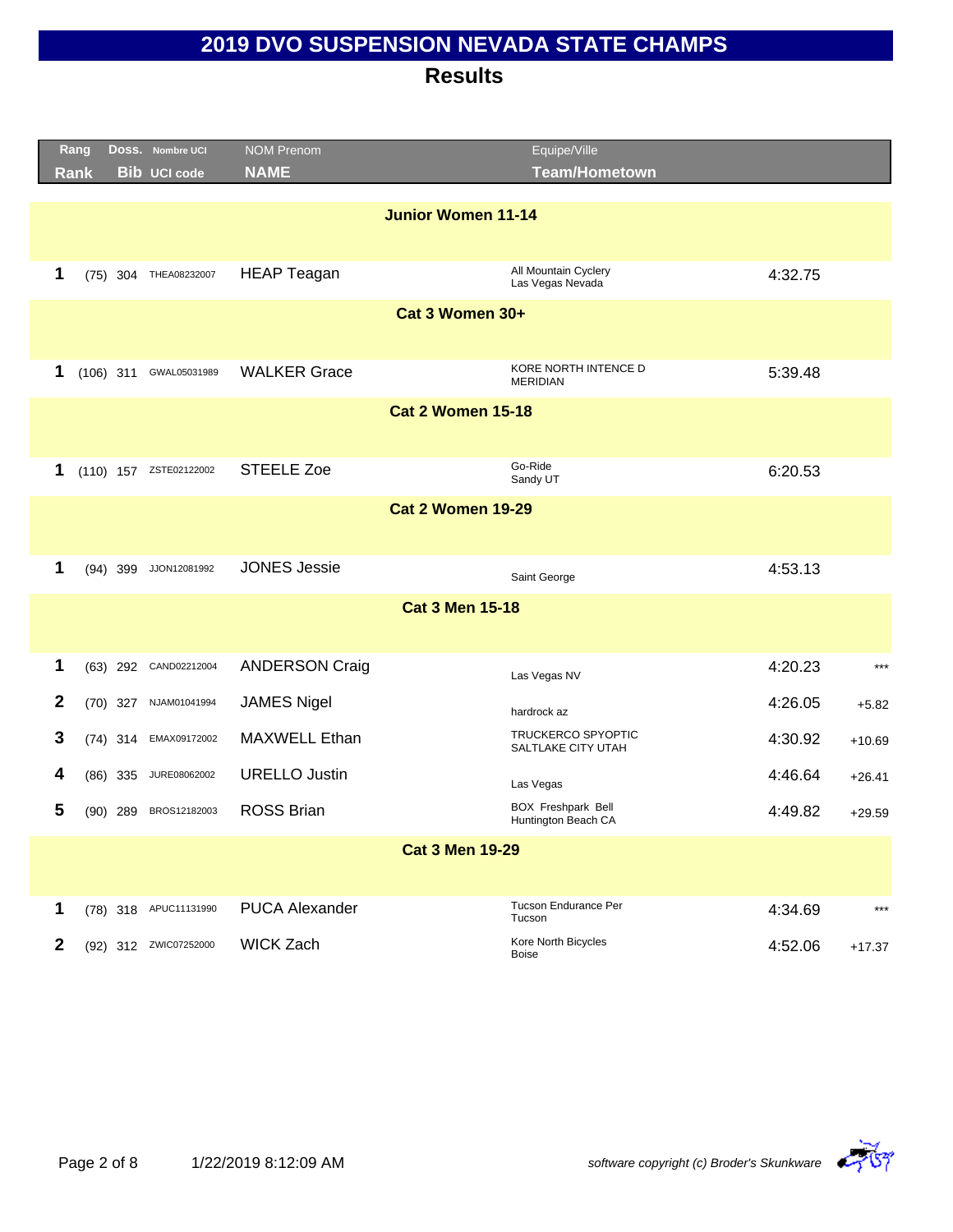# 2019 DVO SUSPENSION NEVADA STATE CHAMPS

## Results

| Rang / Rank | Doss. / Bib | Nombre UCI / UCI code | NOM Prenom / NAME | Equipe/Ville / Team/Hometown | Time | Gap |
|---|---|---|---|---|---|---|
| **Junior Women 11-14** | | | | | | |
| 1 | (75) 304 | THEA08232007 | HEAP Teagan | All Mountain Cyclery<br>Las Vegas Nevada | 4:32.75 | |
| **Cat 3 Women 30+** | | | | | | |
| 1 | (106) 311 | GWAL05031989 | WALKER Grace | KORE NORTH INTENCE D<br>MERIDIAN | 5:39.48 | |
| **Cat 2 Women 15-18** | | | | | | |
| 1 | (110) 157 | ZSTE02122002 | STEELE Zoe | Go-Ride<br>Sandy UT | 6:20.53 | |
| **Cat 2 Women 19-29** | | | | | | |
| 1 | (94) 399 | JJON12081992 | JONES Jessie | Saint George | 4:53.13 | |
| **Cat 3 Men 15-18** | | | | | | |
| 1 | (63) 292 | CAND02212004 | ANDERSON Craig | Las Vegas NV | 4:20.23 | *** |
| 2 | (70) 327 | NJAM01041994 | JAMES Nigel | hardrock az | 4:26.05 | +5.82 |
| 3 | (74) 314 | EMAX09172002 | MAXWELL Ethan | TRUCKERCO SPYOPTIC<br>SALTLAKE CITY UTAH | 4:30.92 | +10.69 |
| 4 | (86) 335 | JURE08062002 | URELLO Justin | Las Vegas | 4:46.64 | +26.41 |
| 5 | (90) 289 | BROS12182003 | ROSS Brian | BOX Freshpark Bell<br>Huntington Beach CA | 4:49.82 | +29.59 |
| **Cat 3 Men 19-29** | | | | | | |
| 1 | (78) 318 | APUC11131990 | PUCA Alexander | Tucson Endurance Per<br>Tucson | 4:34.69 | *** |
| 2 | (92) 312 | ZWIC07252000 | WICK Zach | Kore North Bicycles<br>Boise | 4:52.06 | +17.37 |

1/22/2019 8:12:09 AM

*software copyright (c) Broder's Skunkware*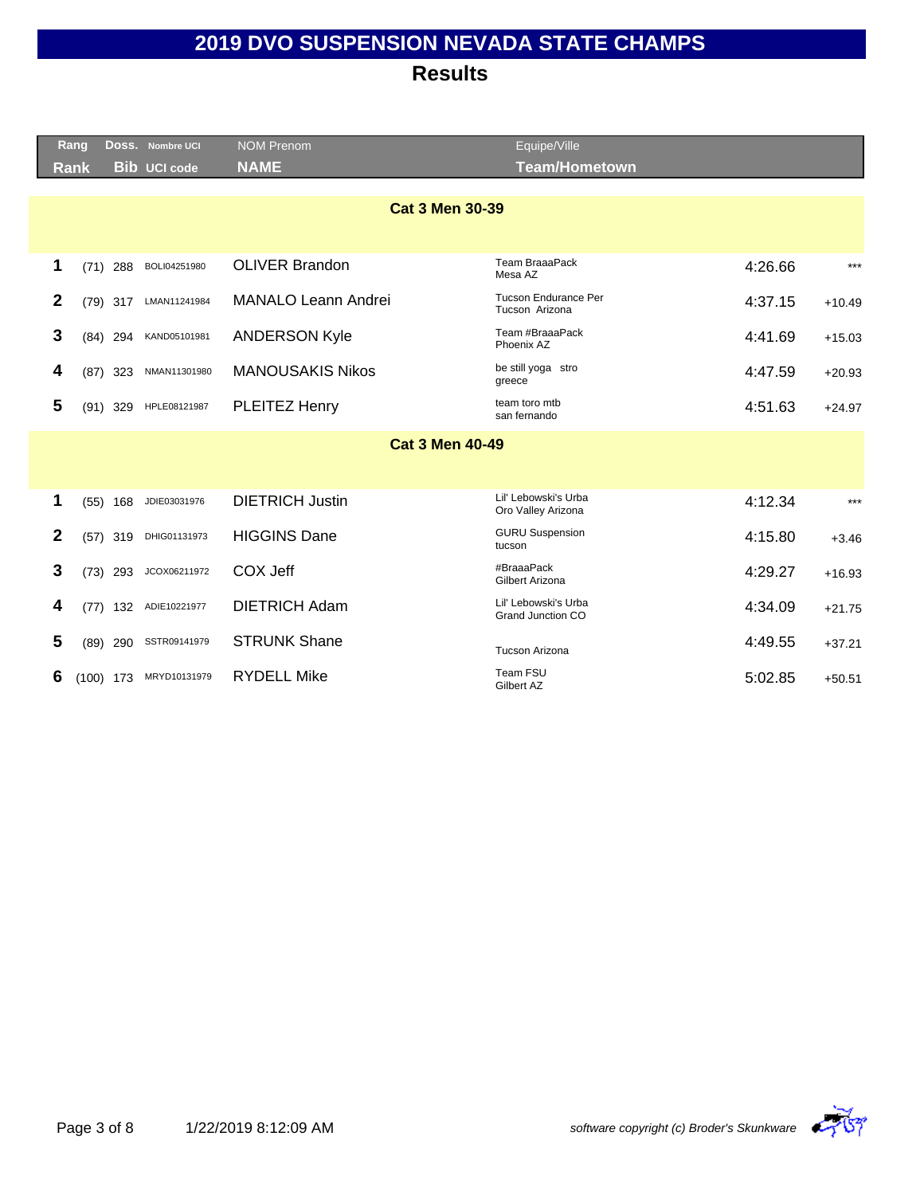# 2019 DVO SUSPENSION NEVADA STATE CHAMPS

## Results

| Rang / Rank | | Doss. / Bib | Nombre UCI / UCI code | NOM Prenom / NAME | Equipe/Ville / Team/Hometown | Time | Gap |
|---|---|---|---|---|---|---|---|
| **Cat 3 Men 30-39** | | | | | | | |
| 1 | (71) | 288 | BOLI04251980 | OLIVER Brandon | Team BraaaPack<br>Mesa AZ | 4:26.66 | *** |
| 2 | (79) | 317 | LMAN11241984 | MANALO Leann Andrei | Tucson Endurance Per<br>Tucson Arizona | 4:37.15 | +10.49 |
| 3 | (84) | 294 | KAND05101981 | ANDERSON Kyle | Team #BraaaPack<br>Phoenix AZ | 4:41.69 | +15.03 |
| 4 | (87) | 323 | NMAN11301980 | MANOUSAKIS Nikos | be still yoga stro<br>greece | 4:47.59 | +20.93 |
| 5 | (91) | 329 | HPLE08121987 | PLEITEZ Henry | team toro mtb<br>san fernando | 4:51.63 | +24.97 |
| **Cat 3 Men 40-49** | | | | | | | |
| 1 | (55) | 168 | JDIE03031976 | DIETRICH Justin | Lil' Lebowski's Urba<br>Oro Valley Arizona | 4:12.34 | *** |
| 2 | (57) | 319 | DHIG01131973 | HIGGINS Dane | GURU Suspension<br>tucson | 4:15.80 | +3.46 |
| 3 | (73) | 293 | JCOX06211972 | COX Jeff | #BraaaPack<br>Gilbert Arizona | 4:29.27 | +16.93 |
| 4 | (77) | 132 | ADIE10221977 | DIETRICH Adam | Lil' Lebowski's Urba<br>Grand Junction CO | 4:34.09 | +21.75 |
| 5 | (89) | 290 | SSTR09141979 | STRUNK Shane | Tucson Arizona | 4:49.55 | +37.21 |
| 6 | (100) | 173 | MRYD10131979 | RYDELL Mike | Team FSU<br>Gilbert AZ | 5:02.85 | +50.51 |

*software copyright (c) Broder's Skunkware*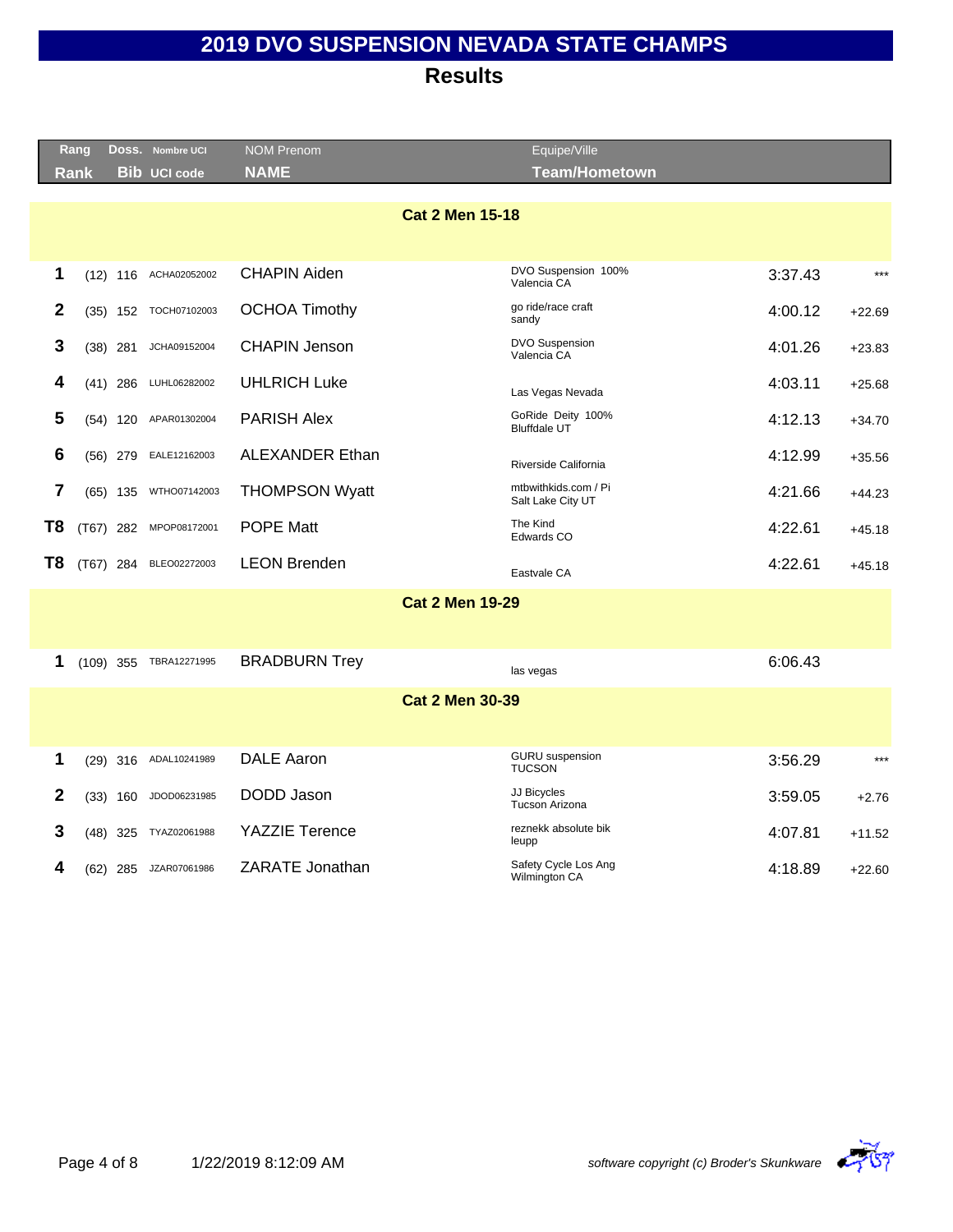# 2019 DVO SUSPENSION NEVADA STATE CHAMPS

## Results

| Rang<br>Rank | Doss.<br>Bib | Nombre UCI<br>UCI code | NOM Prenom<br>NAME | Equipe/Ville<br>Team/Hometown | | |
|---|---|---|---|---|---|---|
| **Cat 2 Men 15-18** | | | | | | |
| 1 | (12) 116 | ACHA02052002 | CHAPIN Aiden | DVO Suspension 100%<br>Valencia CA | 3:37.43 | *** |
| 2 | (35) 152 | TOCH07102003 | OCHOA Timothy | go ride/race craft<br>sandy | 4:00.12 | +22.69 |
| 3 | (38) 281 | JCHA09152004 | CHAPIN Jenson | DVO Suspension<br>Valencia CA | 4:01.26 | +23.83 |
| 4 | (41) 286 | LUHL06282002 | UHLRICH Luke | Las Vegas Nevada | 4:03.11 | +25.68 |
| 5 | (54) 120 | APAR01302004 | PARISH Alex | GoRide Deity 100%<br>Bluffdale UT | 4:12.13 | +34.70 |
| 6 | (56) 279 | EALE12162003 | ALEXANDER Ethan | Riverside California | 4:12.99 | +35.56 |
| 7 | (65) 135 | WTHO07142003 | THOMPSON Wyatt | mtbwithkids.com / Pi<br>Salt Lake City UT | 4:21.66 | +44.23 |
| T8 | (T67) 282 | MPOP08172001 | POPE Matt | The Kind<br>Edwards CO | 4:22.61 | +45.18 |
| T8 | (T67) 284 | BLEO02272003 | LEON Brenden | Eastvale CA | 4:22.61 | +45.18 |
| **Cat 2 Men 19-29** | | | | | | |
| 1 | (109) 355 | TBRA12271995 | BRADBURN Trey | las vegas | 6:06.43 | |
| **Cat 2 Men 30-39** | | | | | | |
| 1 | (29) 316 | ADAL10241989 | DALE Aaron | GURU suspension<br>TUCSON | 3:56.29 | *** |
| 2 | (33) 160 | JDOD06231985 | DODD Jason | JJ Bicycles<br>Tucson Arizona | 3:59.05 | +2.76 |
| 3 | (48) 325 | TYAZ02061988 | YAZZIE Terence | reznekk absolute bik<br>leupp | 4:07.81 | +11.52 |
| 4 | (62) 285 | JZAR07061986 | ZARATE Jonathan | Safety Cycle Los Ang<br>Wilmington CA | 4:18.89 | +22.60 |

1/22/2019 8:12:09 AM

*software copyright (c) Broder's Skunkware*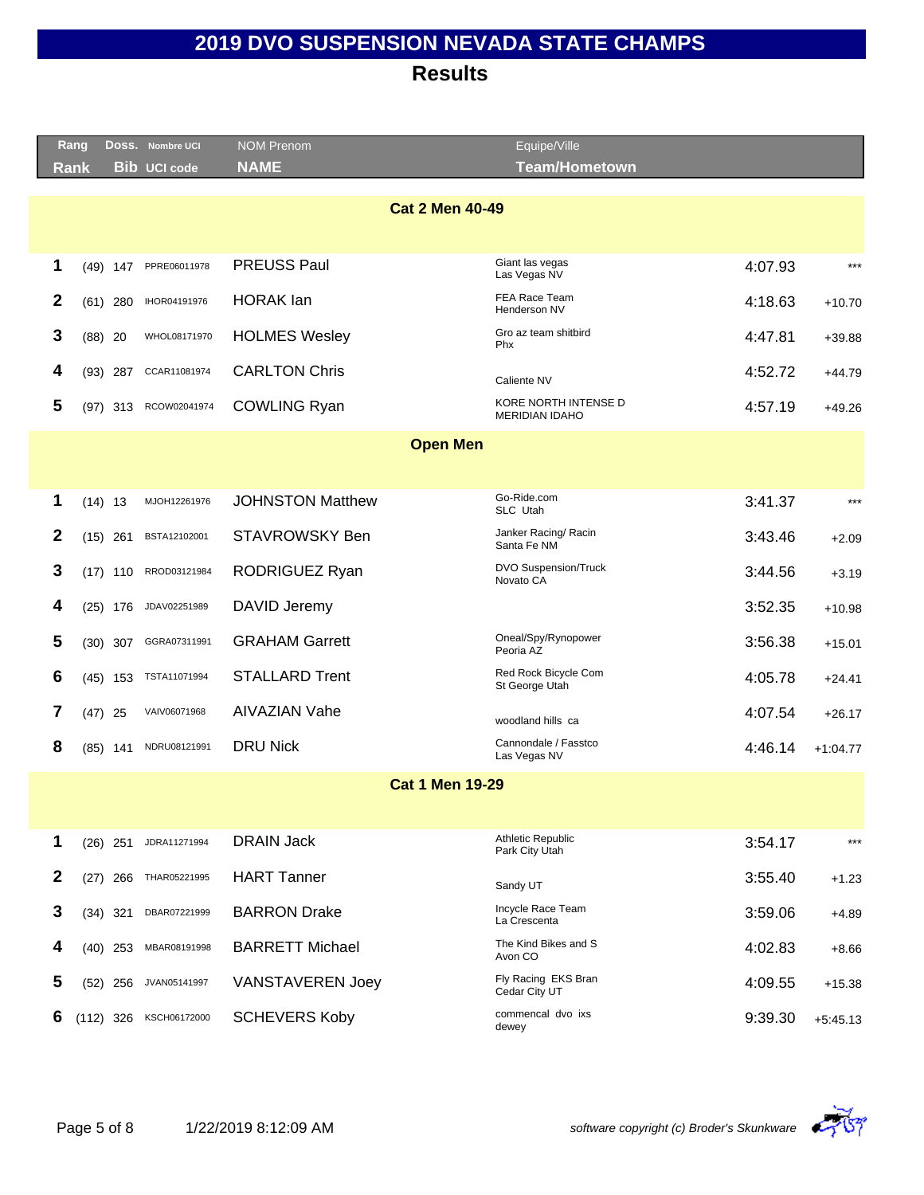# 2019 DVO SUSPENSION NEVADA STATE CHAMPS

## Results

| Rang Rank | Doss. Bib | Nombre UCI UCI code | NOM Prenom NAME | Equipe/Ville Team/Hometown | | |
|---|---|---|---|---|---|---|
| **Cat 2 Men 40-49** | | | | | | |
| 1 | (49) 147 | PPRE06011978 | PREUSS Paul | Giant las vegas Las Vegas NV | 4:07.93 | *** |
| 2 | (61) 280 | IHOR04191976 | HORAK Ian | FEA Race Team Henderson NV | 4:18.63 | +10.70 |
| 3 | (88) 20 | WHOL08171970 | HOLMES Wesley | Gro az team shitbird Phx | 4:47.81 | +39.88 |
| 4 | (93) 287 | CCAR11081974 | CARLTON Chris | Caliente NV | 4:52.72 | +44.79 |
| 5 | (97) 313 | RCOW02041974 | COWLING Ryan | KORE NORTH INTENSE D MERIDIAN IDAHO | 4:57.19 | +49.26 |
| **Open Men** | | | | | | |
| 1 | (14) 13 | MJOH12261976 | JOHNSTON Matthew | Go-Ride.com SLC Utah | 3:41.37 | *** |
| 2 | (15) 261 | BSTA12102001 | STAVROWSKY Ben | Janker Racing/ Racin Santa Fe NM | 3:43.46 | +2.09 |
| 3 | (17) 110 | RROD03121984 | RODRIGUEZ Ryan | DVO Suspension/Truck Novato CA | 3:44.56 | +3.19 |
| 4 | (25) 176 | JDAV02251989 | DAVID Jeremy | | 3:52.35 | +10.98 |
| 5 | (30) 307 | GGRA07311991 | GRAHAM Garrett | Oneal/Spy/Rynopower Peoria AZ | 3:56.38 | +15.01 |
| 6 | (45) 153 | TSTA11071994 | STALLARD Trent | Red Rock Bicycle Com St George Utah | 4:05.78 | +24.41 |
| 7 | (47) 25 | VAIV06071968 | AIVAZIAN Vahe | woodland hills ca | 4:07.54 | +26.17 |
| 8 | (85) 141 | NDRU08121991 | DRU Nick | Cannondale / Fasstco Las Vegas NV | 4:46.14 | +1:04.77 |
| **Cat 1 Men 19-29** | | | | | | |
| 1 | (26) 251 | JDRA11271994 | DRAIN Jack | Athletic Republic Park City Utah | 3:54.17 | *** |
| 2 | (27) 266 | THAR05221995 | HART Tanner | Sandy UT | 3:55.40 | +1.23 |
| 3 | (34) 321 | DBAR07221999 | BARRON Drake | Incycle Race Team La Crescenta | 3:59.06 | +4.89 |
| 4 | (40) 253 | MBAR08191998 | BARRETT Michael | The Kind Bikes and S Avon CO | 4:02.83 | +8.66 |
| 5 | (52) 256 | JVAN05141997 | VANSTAVEREN Joey | Fly Racing EKS Bran Cedar City UT | 4:09.55 | +15.38 |
| 6 | (112) 326 | KSCH06172000 | SCHEVERS Koby | commencal dvo ixs dewey | 9:39.30 | +5:45.13 |

1/22/2019 8:12:09 AM

*software copyright (c) Broder's Skunkware*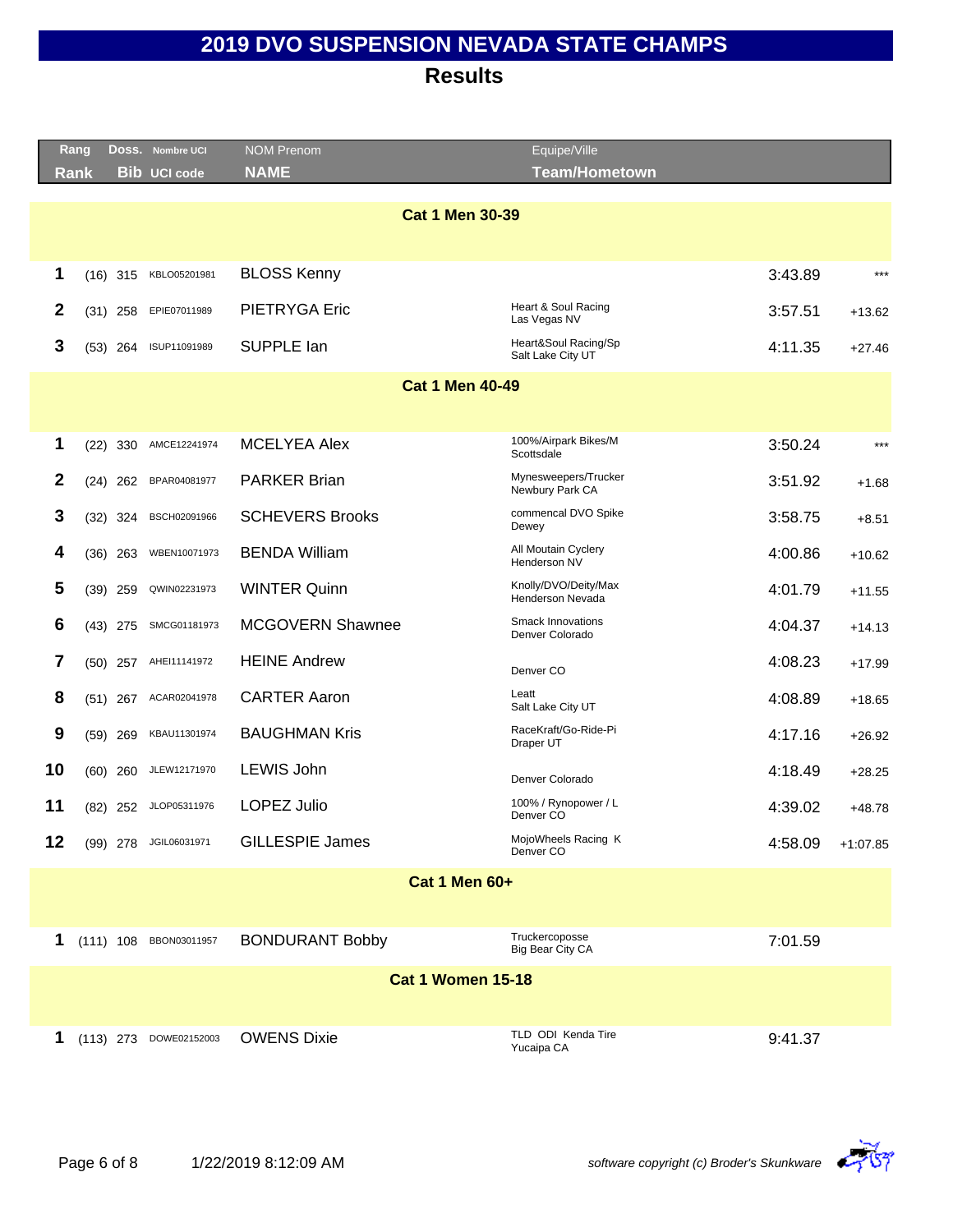# 2019 DVO SUSPENSION NEVADA STATE CHAMPS

## Results

| Rang Rank | Doss. Bib | Nombre UCI UCI code | NOM Prenom NAME | Equipe/Ville Team/Hometown | | |
|---|---|---|---|---|---|---|
| **Cat 1 Men 30-39** | | | | | | |
| 1 | (16) 315 | KBLO05201981 | BLOSS Kenny | | 3:43.89 | *** |
| 2 | (31) 258 | EPIE07011989 | PIETRYGA Eric | Heart & Soul Racing Las Vegas NV | 3:57.51 | +13.62 |
| 3 | (53) 264 | ISUP11091989 | SUPPLE Ian | Heart&Soul Racing/Sp Salt Lake City UT | 4:11.35 | +27.46 |
| **Cat 1 Men 40-49** | | | | | | |
| 1 | (22) 330 | AMCE12241974 | MCELYEA Alex | 100%/Airpark Bikes/M Scottsdale | 3:50.24 | *** |
| 2 | (24) 262 | BPAR04081977 | PARKER Brian | Mynesweepers/Trucker Newbury Park CA | 3:51.92 | +1.68 |
| 3 | (32) 324 | BSCH02091966 | SCHEVERS Brooks | commencal DVO Spike Dewey | 3:58.75 | +8.51 |
| 4 | (36) 263 | WBEN10071973 | BENDA William | All Moutain Cyclery Henderson NV | 4:00.86 | +10.62 |
| 5 | (39) 259 | QWIN02231973 | WINTER Quinn | Knolly/DVO/Deity/Max Henderson Nevada | 4:01.79 | +11.55 |
| 6 | (43) 275 | SMCG01181973 | MCGOVERN Shawnee | Smack Innovations Denver Colorado | 4:04.37 | +14.13 |
| 7 | (50) 257 | AHEI11141972 | HEINE Andrew | Denver CO | 4:08.23 | +17.99 |
| 8 | (51) 267 | ACAR02041978 | CARTER Aaron | Leatt Salt Lake City UT | 4:08.89 | +18.65 |
| 9 | (59) 269 | KBAU11301974 | BAUGHMAN Kris | RaceKraft/Go-Ride-Pi Draper UT | 4:17.16 | +26.92 |
| 10 | (60) 260 | JLEW12171970 | LEWIS John | Denver Colorado | 4:18.49 | +28.25 |
| 11 | (82) 252 | JLOP05311976 | LOPEZ Julio | 100% / Rynopower / L Denver CO | 4:39.02 | +48.78 |
| 12 | (99) 278 | JGIL06031971 | GILLESPIE James | MojoWheels Racing K Denver CO | 4:58.09 | +1:07.85 |
| **Cat 1 Men 60+** | | | | | | |
| 1 | (111) 108 | BBON03011957 | BONDURANT Bobby | Truckercoposse Big Bear City CA | 7:01.59 | |
| **Cat 1 Women 15-18** | | | | | | |
| 1 | (113) 273 | DOWE02152003 | OWENS Dixie | TLD ODI Kenda Tire Yucaipa CA | 9:41.37 | |

1/22/2019 8:12:09 AM

*software copyright (c) Broder's Skunkware*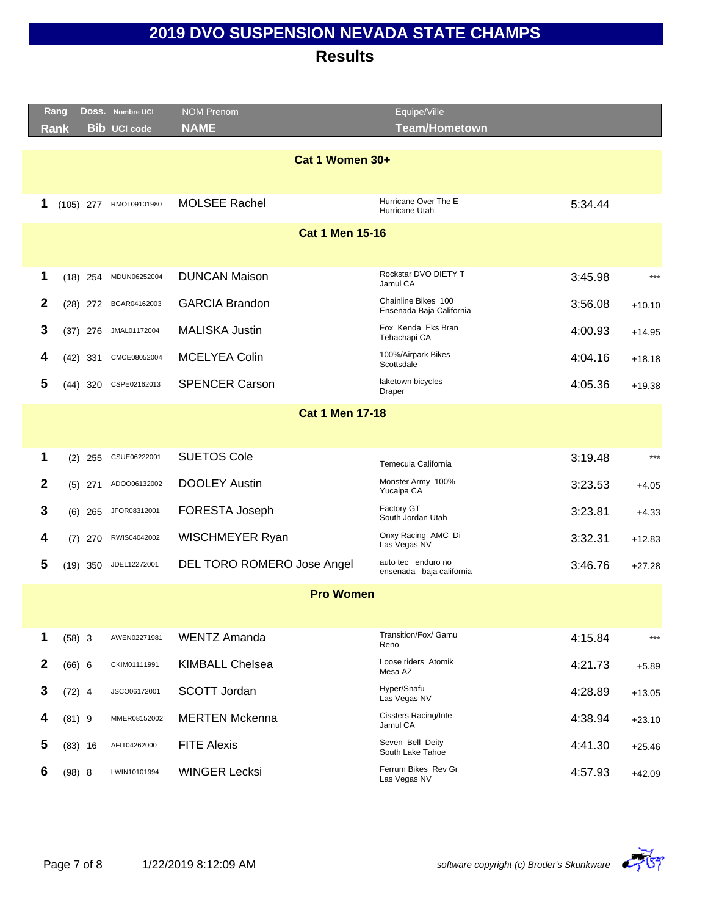# 2019 DVO SUSPENSION NEVADA STATE CHAMPS

## Results

| Rang / Rank | Doss. / Bib | Nombre UCI / UCI code | NOM Prenom / NAME | Equipe/Ville / Team/Hometown | Time | Gap |
|---|---|---|---|---|---|---|
| **Cat 1 Women 30+** | | | | | | |
| 1 | (105) 277 | RMOL09101980 | MOLSEE Rachel | Hurricane Over The E<br>Hurricane Utah | 5:34.44 | |
| **Cat 1 Men 15-16** | | | | | | |
| 1 | (18) 254 | MDUN06252004 | DUNCAN Maison | Rockstar DVO DIETY T<br>Jamul CA | 3:45.98 | *** |
| 2 | (28) 272 | BGAR04162003 | GARCIA Brandon | Chainline Bikes 100<br>Ensenada Baja California | 3:56.08 | +10.10 |
| 3 | (37) 276 | JMAL01172004 | MALISKA Justin | Fox Kenda Eks Bran<br>Tehachapi CA | 4:00.93 | +14.95 |
| 4 | (42) 331 | CMCE08052004 | MCELYEA Colin | 100%/Airpark Bikes<br>Scottsdale | 4:04.16 | +18.18 |
| 5 | (44) 320 | CSPE02162013 | SPENCER Carson | laketown bicycles<br>Draper | 4:05.36 | +19.38 |
| **Cat 1 Men 17-18** | | | | | | |
| 1 | (2) 255 | CSUE06222001 | SUETOS Cole | Temecula California | 3:19.48 | *** |
| 2 | (5) 271 | ADOO06132002 | DOOLEY Austin | Monster Army 100%<br>Yucaipa CA | 3:23.53 | +4.05 |
| 3 | (6) 265 | JFOR08312001 | FORESTA Joseph | Factory GT<br>South Jordan Utah | 3:23.81 | +4.33 |
| 4 | (7) 270 | RWIS04042002 | WISCHMEYER Ryan | Onxy Racing AMC Di<br>Las Vegas NV | 3:32.31 | +12.83 |
| 5 | (19) 350 | JDEL12272001 | DEL TORO ROMERO Jose Angel | auto tec enduro no<br>ensenada baja california | 3:46.76 | +27.28 |
| **Pro Women** | | | | | | |
| 1 | (58) 3 | AWEN02271981 | WENTZ Amanda | Transition/Fox/ Gamu<br>Reno | 4:15.84 | *** |
| 2 | (66) 6 | CKIM01111991 | KIMBALL Chelsea | Loose riders Atomik<br>Mesa AZ | 4:21.73 | +5.89 |
| 3 | (72) 4 | JSCO06172001 | SCOTT Jordan | Hyper/Snafu<br>Las Vegas NV | 4:28.89 | +13.05 |
| 4 | (81) 9 | MMER08152002 | MERTEN Mckenna | Cissters Racing/Inte<br>Jamul CA | 4:38.94 | +23.10 |
| 5 | (83) 16 | AFIT04262000 | FITE Alexis | Seven Bell Deity<br>South Lake Tahoe | 4:41.30 | +25.46 |
| 6 | (98) 8 | LWIN10101994 | WINGER Lecksi | Ferrum Bikes Rev Gr<br>Las Vegas NV | 4:57.93 | +42.09 |

1/22/2019 8:12:09 AM

*software copyright (c) Broder's Skunkware*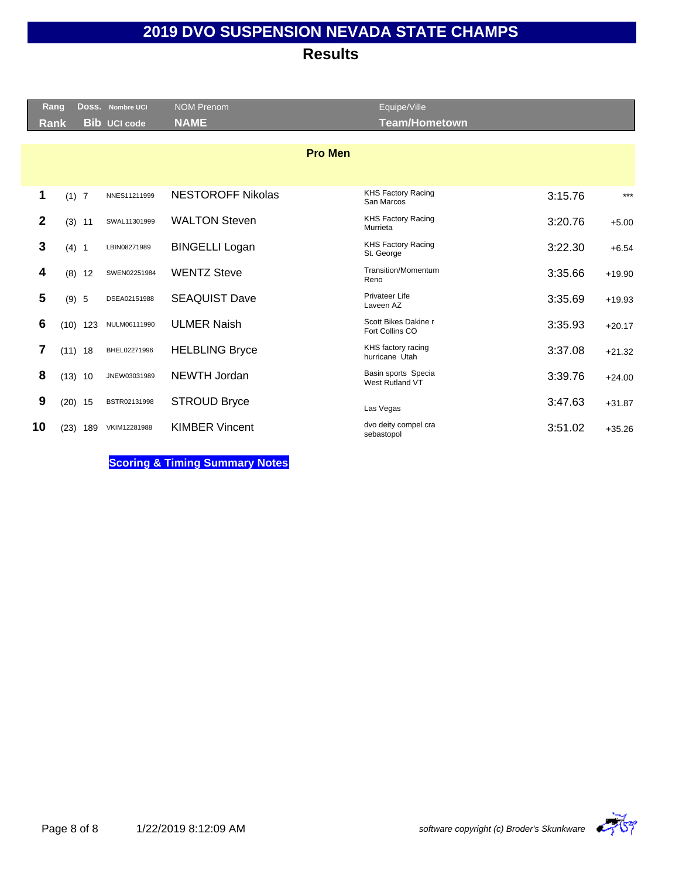# 2019 DVO SUSPENSION NEVADA STATE CHAMPS

## Results

| Rang<br>Rank | Doss.<br>Bib | | Nombre UCI<br>UCI code | NOM Prenom<br>NAME | Equipe/Ville<br>Team/Hometown | | |
|---|---|---|---|---|---|---|---|
| | | | | **Pro Men** | | | |
| 1 | (1) | 7 | NNES11211999 | NESTOROFF Nikolas | KHS Factory Racing<br>San Marcos | 3:15.76 | *** |
| 2 | (3) | 11 | SWAL11301999 | WALTON Steven | KHS Factory Racing<br>Murrieta | 3:20.76 | +5.00 |
| 3 | (4) | 1 | LBIN08271989 | BINGELLI Logan | KHS Factory Racing<br>St. George | 3:22.30 | +6.54 |
| 4 | (8) | 12 | SWEN02251984 | WENTZ Steve | Transition/Momentum<br>Reno | 3:35.66 | +19.90 |
| 5 | (9) | 5 | DSEA02151988 | SEAQUIST Dave | Privateer Life<br>Laveen AZ | 3:35.69 | +19.93 |
| 6 | (10) | 123 | NULM06111990 | ULMER Naish | Scott Bikes Dakine r<br>Fort Collins CO | 3:35.93 | +20.17 |
| 7 | (11) | 18 | BHEL02271996 | HELBLING Bryce | KHS factory racing<br>hurricane Utah | 3:37.08 | +21.32 |
| 8 | (13) | 10 | JNEW03031989 | NEWTH Jordan | Basin sports Specia<br>West Rutland VT | 3:39.76 | +24.00 |
| 9 | (20) | 15 | BSTR02131998 | STROUD Bryce | Las Vegas | 3:47.63 | +31.87 |
| 10 | (23) | 189 | VKIM12281988 | KIMBER Vincent | dvo deity compel cra<br>sebastopol | 3:51.02 | +35.26 |

**Scoring & Timing Summary Notes**

1/22/2019 8:12:09 AM

*software copyright (c) Broder's Skunkware*